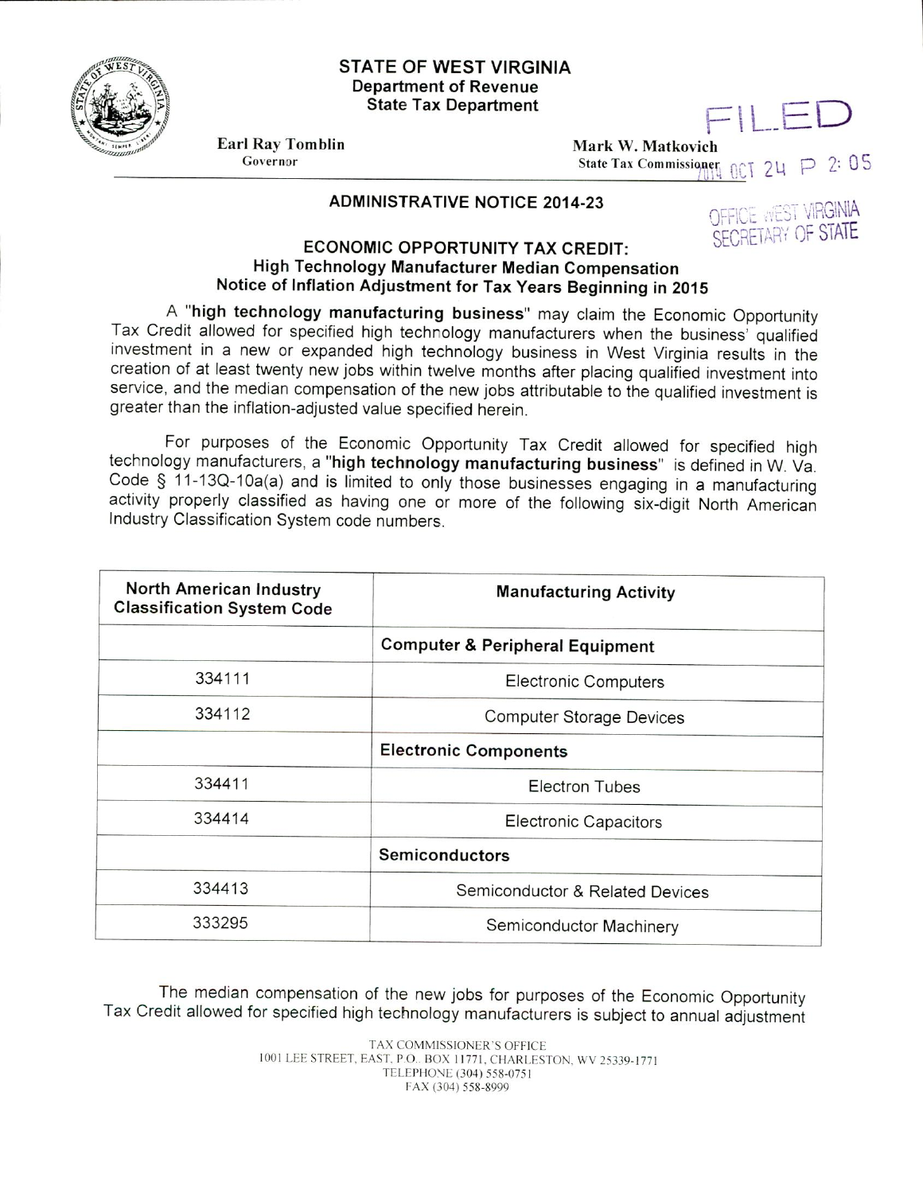**STATE OF WEST VIRGINIA**
**Department of Revenue**
**State Tax Department**

FILED

**Earl Ray Tomblin**
Governor

**Mark W. Matkovich**
State Tax Commissioner

2014 OCT 24 P 2: 05

OFFICE WEST VIRGINIA
SECRETARY OF STATE

## ADMINISTRATIVE NOTICE 2014-23

### ECONOMIC OPPORTUNITY TAX CREDIT:
### High Technology Manufacturer Median Compensation
### Notice of Inflation Adjustment for Tax Years Beginning in 2015

A "**high technology manufacturing business**" may claim the Economic Opportunity Tax Credit allowed for specified high technology manufacturers when the business' qualified investment in a new or expanded high technology business in West Virginia results in the creation of at least twenty new jobs within twelve months after placing qualified investment into service, and the median compensation of the new jobs attributable to the qualified investment is greater than the inflation-adjusted value specified herein.

For purposes of the Economic Opportunity Tax Credit allowed for specified high technology manufacturers, a "**high technology manufacturing business**" is defined in W. Va. Code § 11-13Q-10a(a) and is limited to only those businesses engaging in a manufacturing activity properly classified as having one or more of the following six-digit North American Industry Classification System code numbers.

| North American Industry Classification System Code | Manufacturing Activity |
|---|---|
| | **Computer & Peripheral Equipment** |
| 334111 | Electronic Computers |
| 334112 | Computer Storage Devices |
| | **Electronic Components** |
| 334411 | Electron Tubes |
| 334414 | Electronic Capacitors |
| | **Semiconductors** |
| 334413 | Semiconductor & Related Devices |
| 333295 | Semiconductor Machinery |

The median compensation of the new jobs for purposes of the Economic Opportunity Tax Credit allowed for specified high technology manufacturers is subject to annual adjustment

TAX COMMISSIONER'S OFFICE
1001 LEE STREET, EAST, P.O. BOX 11771, CHARLESTON, WV 25339-1771
TELEPHONE (304) 558-0751
FAX (304) 558-8999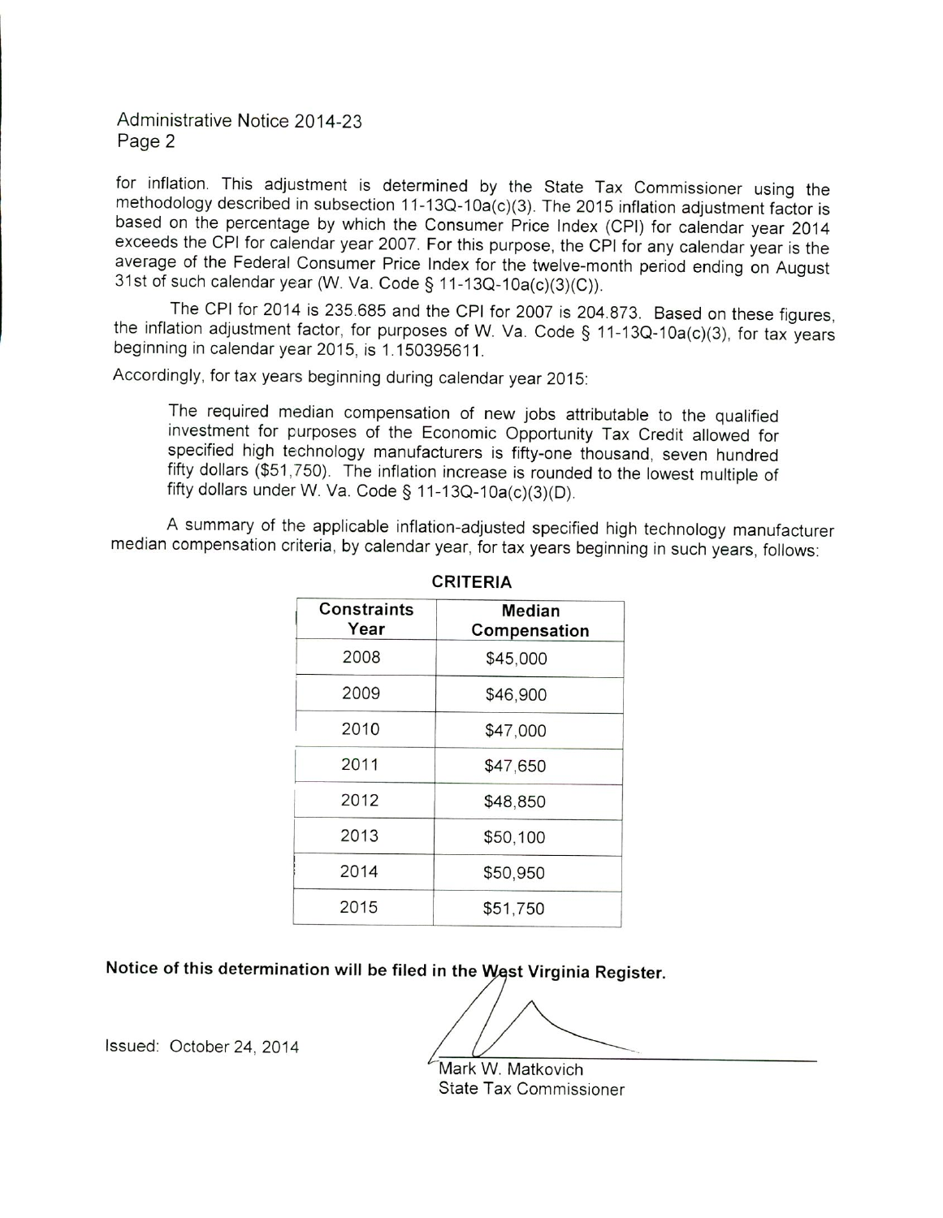for inflation. This adjustment is determined by the State Tax Commissioner using the methodology described in subsection 11-13Q-10a(c)(3). The 2015 inflation adjustment factor is based on the percentage by which the Consumer Price Index (CPI) for calendar year 2014 exceeds the CPI for calendar year 2007. For this purpose, the CPI for any calendar year is the average of the Federal Consumer Price Index for the twelve-month period ending on August 31st of such calendar year (W. Va. Code § 11-13Q-10a(c)(3)(C)).

The CPI for 2014 is 235.685 and the CPI for 2007 is 204.873. Based on these figures, the inflation adjustment factor, for purposes of W. Va. Code § 11-13Q-10a(c)(3), for tax years beginning in calendar year 2015, is 1.150395611.

Accordingly, for tax years beginning during calendar year 2015:

> The required median compensation of new jobs attributable to the qualified investment for purposes of the Economic Opportunity Tax Credit allowed for specified high technology manufacturers is fifty-one thousand, seven hundred fifty dollars ($51,750). The inflation increase is rounded to the lowest multiple of fifty dollars under W. Va. Code § 11-13Q-10a(c)(3)(D).

A summary of the applicable inflation-adjusted specified high technology manufacturer median compensation criteria, by calendar year, for tax years beginning in such years, follows:

**CRITERIA**

| Constraints Year | Median Compensation |
|---|---|
| 2008 | $45,000 |
| 2009 | $46,900 |
| 2010 | $47,000 |
| 2011 | $47,650 |
| 2012 | $48,850 |
| 2013 | $50,100 |
| 2014 | $50,950 |
| 2015 | $51,750 |

**Notice of this determination will be filed in the West Virginia Register.**

Issued: October 24, 2014

Mark W. Matkovich
State Tax Commissioner